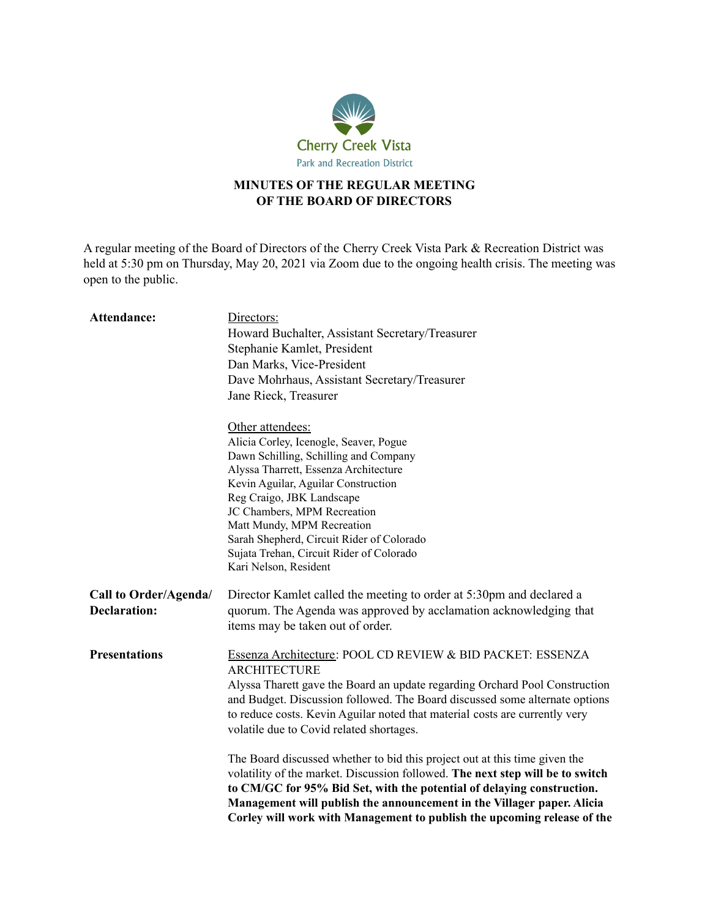Cherry Creek Vista

Park and Recreation District

# MINUTES OF THE REGULAR MEETING OF THE BOARD OF DIRECTORS

A regular meeting of the Board of Directors of the Cherry Creek Vista Park & Recreation District was held at 5:30 pm on Thursday, May 20, 2021 via Zoom due to the ongoing health crisis. The meeting was open to the public.

**Attendance:**

Directors:
Howard Buchalter, Assistant Secretary/Treasurer
Stephanie Kamlet, President
Dan Marks, Vice-President
Dave Mohrhaus, Assistant Secretary/Treasurer
Jane Rieck, Treasurer

Other attendees:
Alicia Corley, Icenogle, Seaver, Pogue
Dawn Schilling, Schilling and Company
Alyssa Tharrett, Essenza Architecture
Kevin Aguilar, Aguilar Construction
Reg Craigo, JBK Landscape
JC Chambers, MPM Recreation
Matt Mundy, MPM Recreation
Sarah Shepherd, Circuit Rider of Colorado
Sujata Trehan, Circuit Rider of Colorado
Kari Nelson, Resident

**Call to Order/Agenda/ Declaration:**

Director Kamlet called the meeting to order at 5:30pm and declared a quorum. The Agenda was approved by acclamation acknowledging that items may be taken out of order.

**Presentations**

Essenza Architecture: POOL CD REVIEW & BID PACKET: ESSENZA ARCHITECTURE
Alyssa Tharett gave the Board an update regarding Orchard Pool Construction and Budget. Discussion followed. The Board discussed some alternate options to reduce costs. Kevin Aguilar noted that material costs are currently very volatile due to Covid related shortages.

The Board discussed whether to bid this project out at this time given the volatility of the market. Discussion followed. **The next step will be to switch to CM/GC for 95% Bid Set, with the potential of delaying construction. Management will publish the announcement in the Villager paper. Alicia Corley will work with Management to publish the upcoming release of the**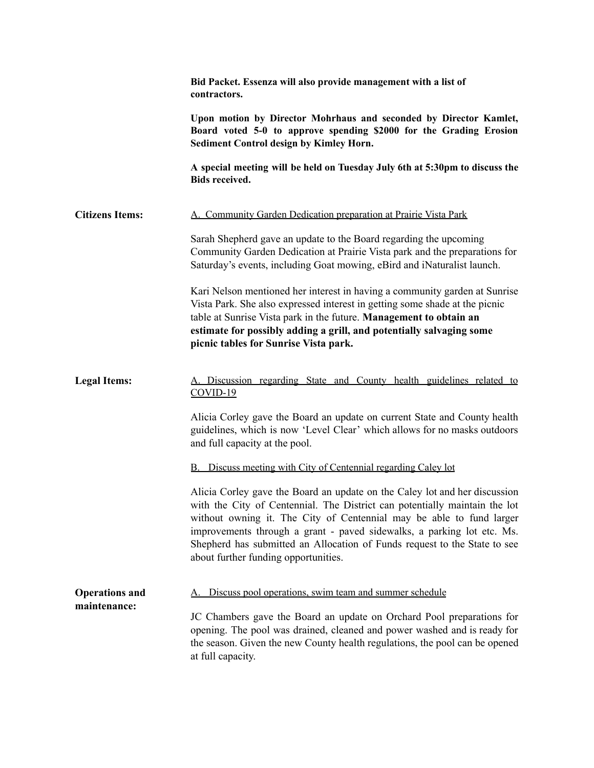**Bid Packet. Essenza will also provide management with a list of contractors.**

**Upon motion by Director Mohrhaus and seconded by Director Kamlet, Board voted 5-0 to approve spending $2000 for the Grading Erosion Sediment Control design by Kimley Horn.**

**A special meeting will be held on Tuesday July 6th at 5:30pm to discuss the Bids received.**

**Citizens Items:**

A. Community Garden Dedication preparation at Prairie Vista Park

Sarah Shepherd gave an update to the Board regarding the upcoming Community Garden Dedication at Prairie Vista park and the preparations for Saturday's events, including Goat mowing, eBird and iNaturalist launch.

Kari Nelson mentioned her interest in having a community garden at Sunrise Vista Park. She also expressed interest in getting some shade at the picnic table at Sunrise Vista park in the future. **Management to obtain an estimate for possibly adding a grill, and potentially salvaging some picnic tables for Sunrise Vista park.**

**Legal Items:**

A. Discussion regarding State and County health guidelines related to COVID-19

Alicia Corley gave the Board an update on current State and County health guidelines, which is now 'Level Clear' which allows for no masks outdoors and full capacity at the pool.

B. Discuss meeting with City of Centennial regarding Caley lot

Alicia Corley gave the Board an update on the Caley lot and her discussion with the City of Centennial. The District can potentially maintain the lot without owning it. The City of Centennial may be able to fund larger improvements through a grant - paved sidewalks, a parking lot etc. Ms. Shepherd has submitted an Allocation of Funds request to the State to see about further funding opportunities.

**Operations and maintenance:**

A. Discuss pool operations, swim team and summer schedule

JC Chambers gave the Board an update on Orchard Pool preparations for opening. The pool was drained, cleaned and power washed and is ready for the season. Given the new County health regulations, the pool can be opened at full capacity.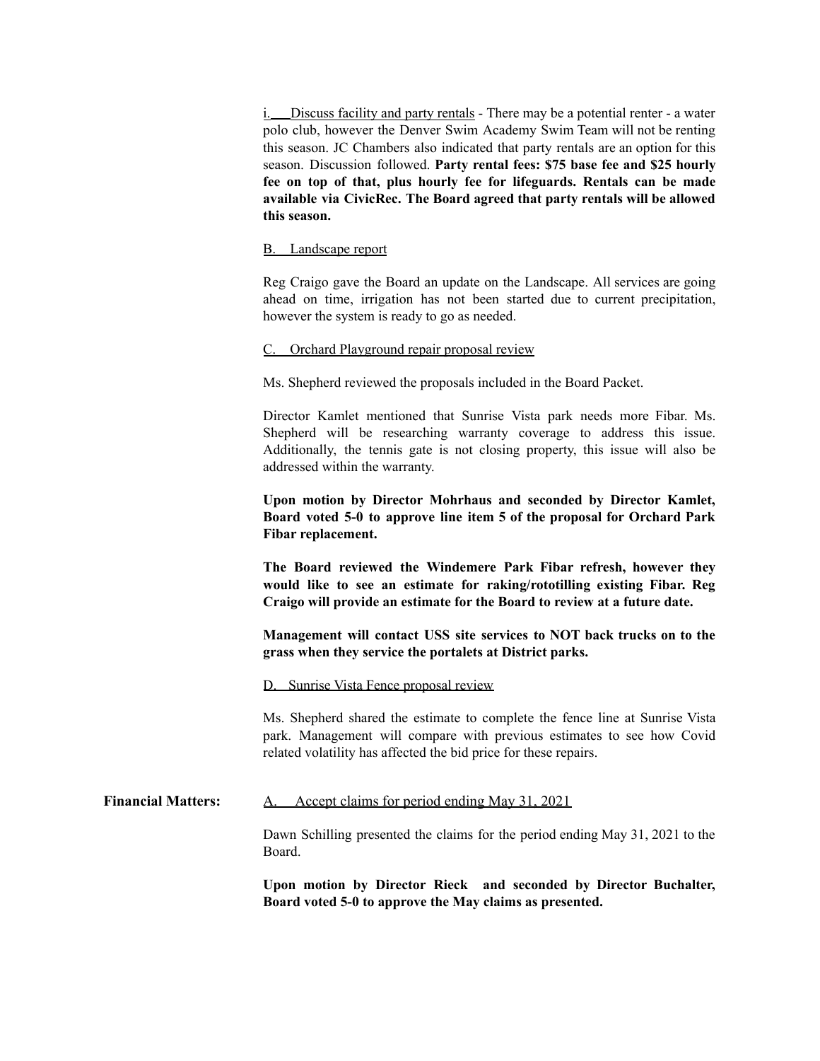i. Discuss facility and party rentals - There may be a potential renter - a water polo club, however the Denver Swim Academy Swim Team will not be renting this season. JC Chambers also indicated that party rentals are an option for this season. Discussion followed. **Party rental fees: $75 base fee and $25 hourly fee on top of that, plus hourly fee for lifeguards. Rentals can be made available via CivicRec. The Board agreed that party rentals will be allowed this season.**

B. Landscape report

Reg Craigo gave the Board an update on the Landscape. All services are going ahead on time, irrigation has not been started due to current precipitation, however the system is ready to go as needed.

C. Orchard Playground repair proposal review

Ms. Shepherd reviewed the proposals included in the Board Packet.

Director Kamlet mentioned that Sunrise Vista park needs more Fibar. Ms. Shepherd will be researching warranty coverage to address this issue. Additionally, the tennis gate is not closing property, this issue will also be addressed within the warranty.

**Upon motion by Director Mohrhaus and seconded by Director Kamlet, Board voted 5-0 to approve line item 5 of the proposal for Orchard Park Fibar replacement.**

**The Board reviewed the Windemere Park Fibar refresh, however they would like to see an estimate for raking/rototilling existing Fibar. Reg Craigo will provide an estimate for the Board to review at a future date.**

**Management will contact USS site services to NOT back trucks on to the grass when they service the portalets at District parks.**

D. Sunrise Vista Fence proposal review

Ms. Shepherd shared the estimate to complete the fence line at Sunrise Vista park. Management will compare with previous estimates to see how Covid related volatility has affected the bid price for these repairs.

**Financial Matters:**

A. Accept claims for period ending May 31, 2021

Dawn Schilling presented the claims for the period ending May 31, 2021 to the Board.

**Upon motion by Director Rieck and seconded by Director Buchalter, Board voted 5-0 to approve the May claims as presented.**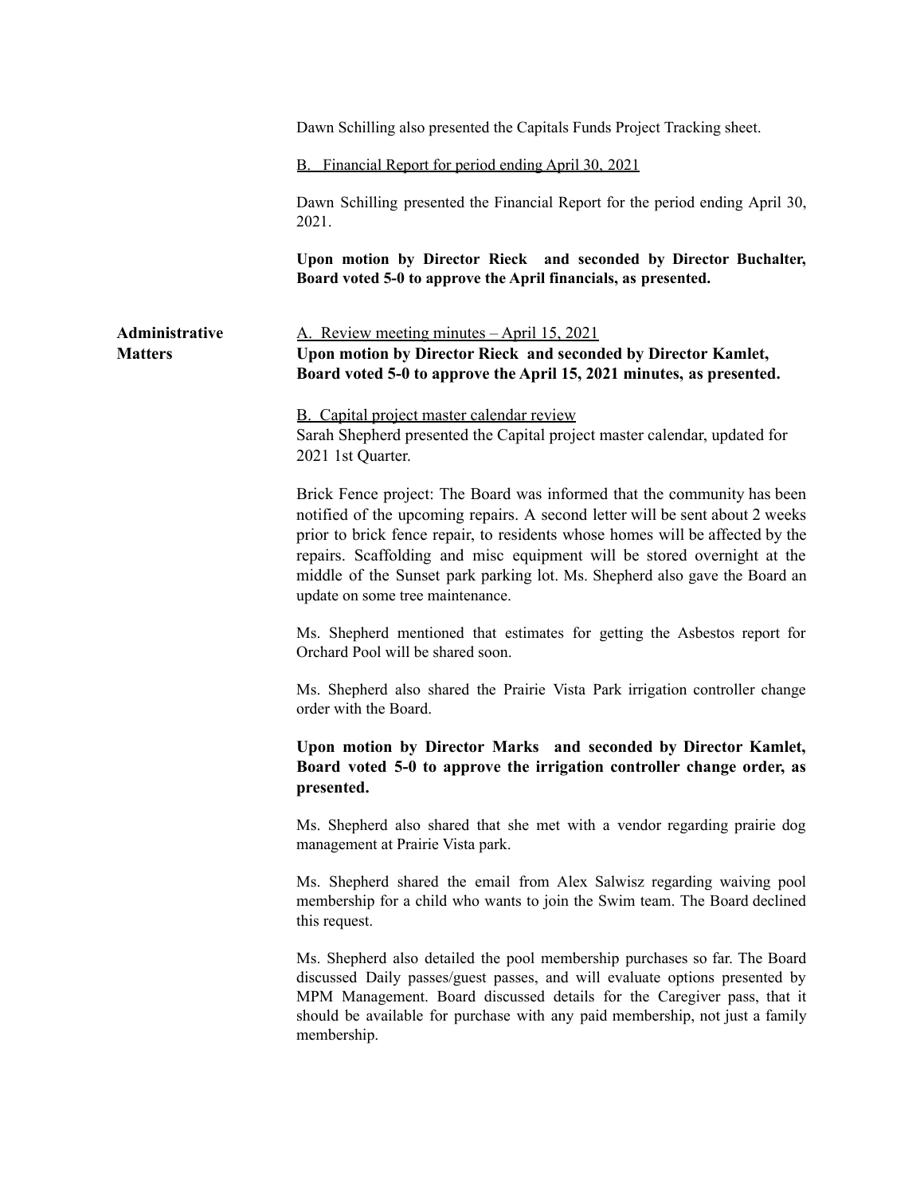Dawn Schilling also presented the Capitals Funds Project Tracking sheet.

B. Financial Report for period ending April 30, 2021

Dawn Schilling presented the Financial Report for the period ending April 30, 2021.

**Upon motion by Director Rieck and seconded by Director Buchalter, Board voted 5-0 to approve the April financials, as presented.**

**Administrative Matters**

A. Review meeting minutes – April 15, 2021

**Upon motion by Director Rieck and seconded by Director Kamlet, Board voted 5-0 to approve the April 15, 2021 minutes, as presented.**

B. Capital project master calendar review

Sarah Shepherd presented the Capital project master calendar, updated for 2021 1st Quarter.

Brick Fence project: The Board was informed that the community has been notified of the upcoming repairs. A second letter will be sent about 2 weeks prior to brick fence repair, to residents whose homes will be affected by the repairs. Scaffolding and misc equipment will be stored overnight at the middle of the Sunset park parking lot. Ms. Shepherd also gave the Board an update on some tree maintenance.

Ms. Shepherd mentioned that estimates for getting the Asbestos report for Orchard Pool will be shared soon.

Ms. Shepherd also shared the Prairie Vista Park irrigation controller change order with the Board.

**Upon motion by Director Marks and seconded by Director Kamlet, Board voted 5-0 to approve the irrigation controller change order, as presented.**

Ms. Shepherd also shared that she met with a vendor regarding prairie dog management at Prairie Vista park.

Ms. Shepherd shared the email from Alex Salwisz regarding waiving pool membership for a child who wants to join the Swim team. The Board declined this request.

Ms. Shepherd also detailed the pool membership purchases so far. The Board discussed Daily passes/guest passes, and will evaluate options presented by MPM Management. Board discussed details for the Caregiver pass, that it should be available for purchase with any paid membership, not just a family membership.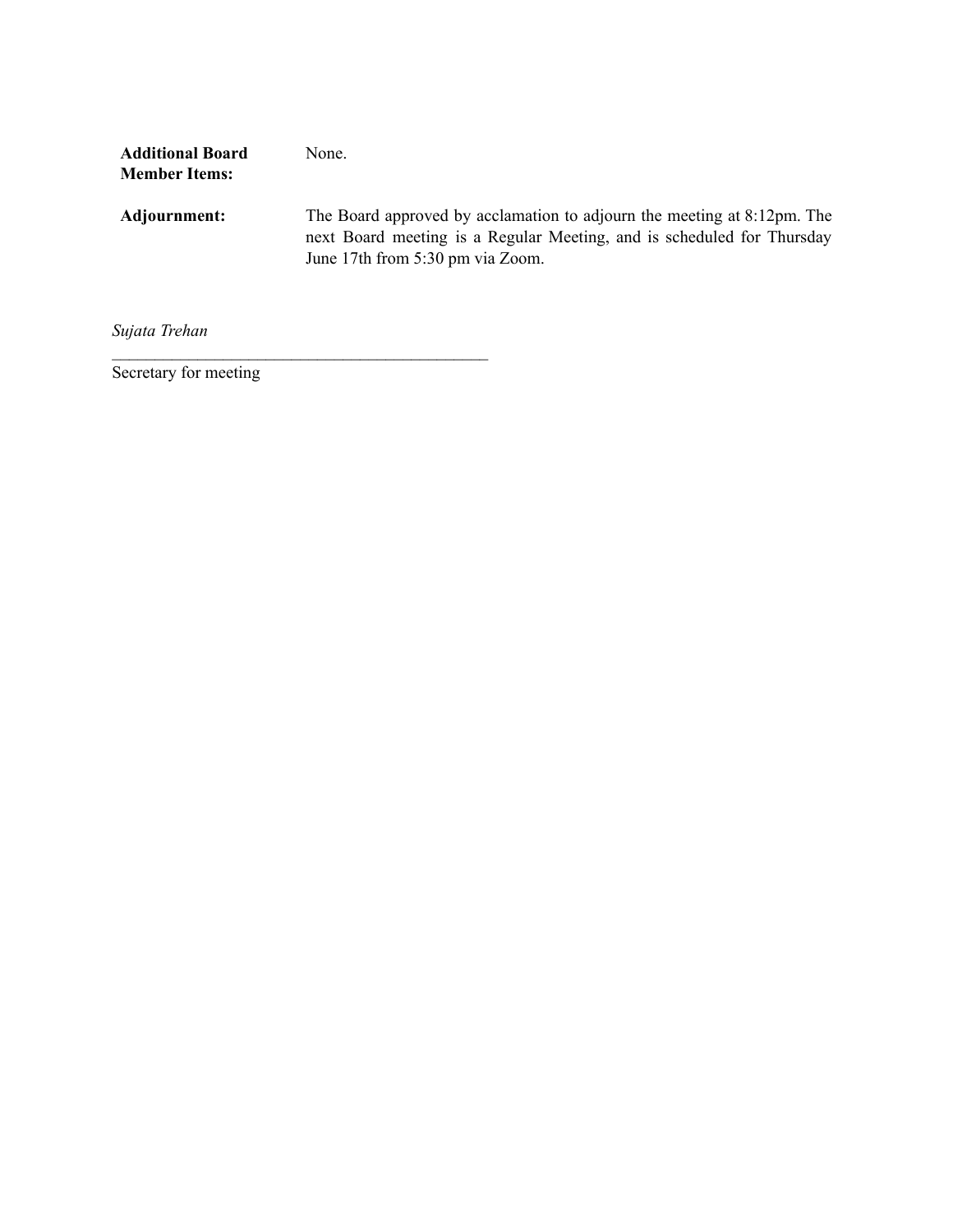| | |
|---|---|
| **Additional Board Member Items:** | None. |
| **Adjournment:** | The Board approved by acclamation to adjourn the meeting at 8:12pm. The next Board meeting is a Regular Meeting, and is scheduled for Thursday June 17th from 5:30 pm via Zoom. |

*Sujata Trehan*

______________________________________________

Secretary for meeting